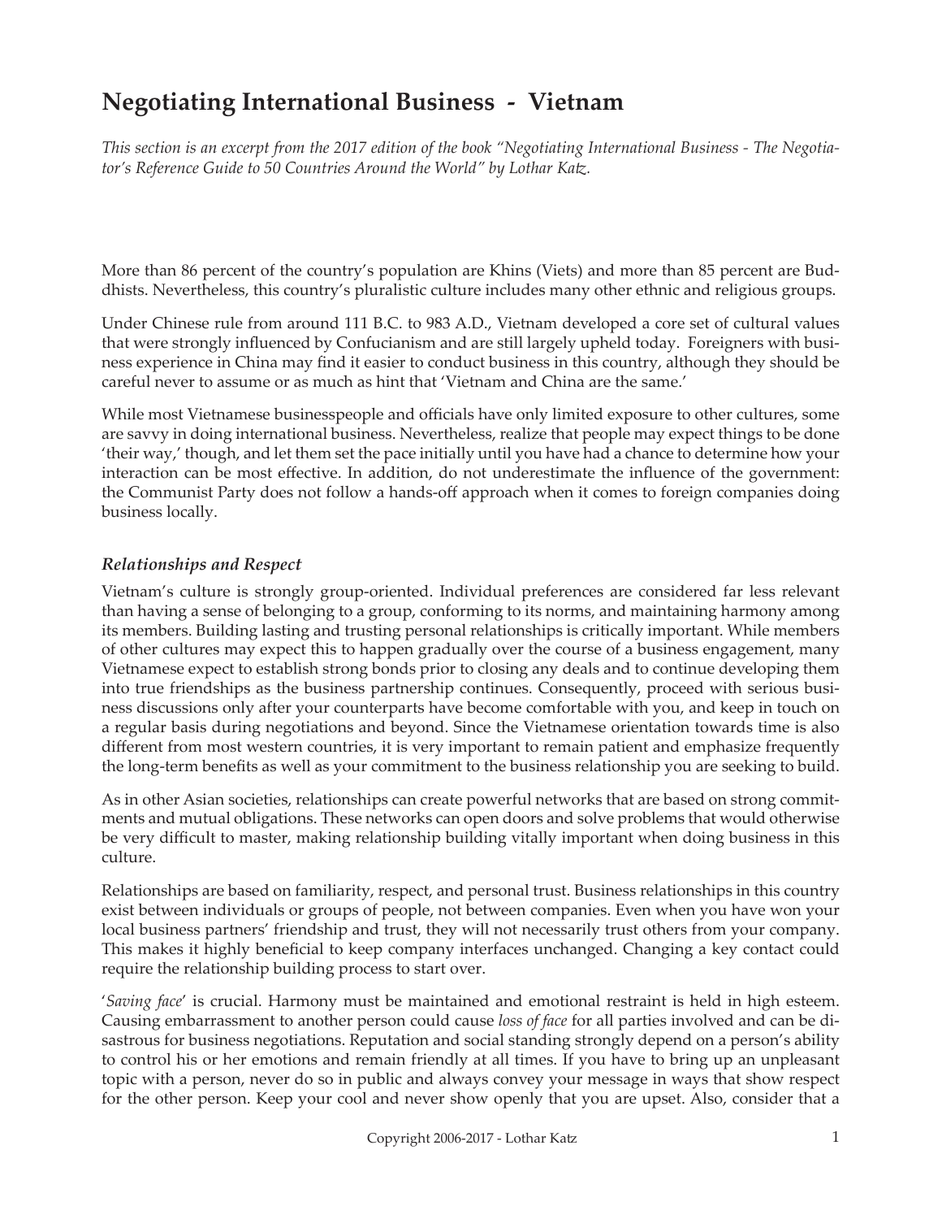# Negotiating International Business - Vietnam

*This section is an excerpt from the 2017 edition of the book "Negotiating International Business - The Negotiator's Reference Guide to 50 Countries Around the World" by Lothar Katz.*

More than 86 percent of the country's population are Khins (Viets) and more than 85 percent are Buddhists. Nevertheless, this country's pluralistic culture includes many other ethnic and religious groups.

Under Chinese rule from around 111 B.C. to 983 A.D., Vietnam developed a core set of cultural values that were strongly influenced by Confucianism and are still largely upheld today. Foreigners with business experience in China may find it easier to conduct business in this country, although they should be careful never to assume or as much as hint that 'Vietnam and China are the same.'

While most Vietnamese businesspeople and officials have only limited exposure to other cultures, some are savvy in doing international business. Nevertheless, realize that people may expect things to be done 'their way,' though, and let them set the pace initially until you have had a chance to determine how your interaction can be most effective. In addition, do not underestimate the influence of the government: the Communist Party does not follow a hands-off approach when it comes to foreign companies doing business locally.

### *Relationships and Respect*

Vietnam's culture is strongly group-oriented. Individual preferences are considered far less relevant than having a sense of belonging to a group, conforming to its norms, and maintaining harmony among its members. Building lasting and trusting personal relationships is critically important. While members of other cultures may expect this to happen gradually over the course of a business engagement, many Vietnamese expect to establish strong bonds prior to closing any deals and to continue developing them into true friendships as the business partnership continues. Consequently, proceed with serious business discussions only after your counterparts have become comfortable with you, and keep in touch on a regular basis during negotiations and beyond. Since the Vietnamese orientation towards time is also different from most western countries, it is very important to remain patient and emphasize frequently the long-term benefits as well as your commitment to the business relationship you are seeking to build.

As in other Asian societies, relationships can create powerful networks that are based on strong commitments and mutual obligations. These networks can open doors and solve problems that would otherwise be very difficult to master, making relationship building vitally important when doing business in this culture.

Relationships are based on familiarity, respect, and personal trust. Business relationships in this country exist between individuals or groups of people, not between companies. Even when you have won your local business partners' friendship and trust, they will not necessarily trust others from your company. This makes it highly beneficial to keep company interfaces unchanged. Changing a key contact could require the relationship building process to start over.

'*Saving face*' is crucial. Harmony must be maintained and emotional restraint is held in high esteem. Causing embarrassment to another person could cause *loss of face* for all parties involved and can be disastrous for business negotiations. Reputation and social standing strongly depend on a person's ability to control his or her emotions and remain friendly at all times. If you have to bring up an unpleasant topic with a person, never do so in public and always convey your message in ways that show respect for the other person. Keep your cool and never show openly that you are upset. Also, consider that a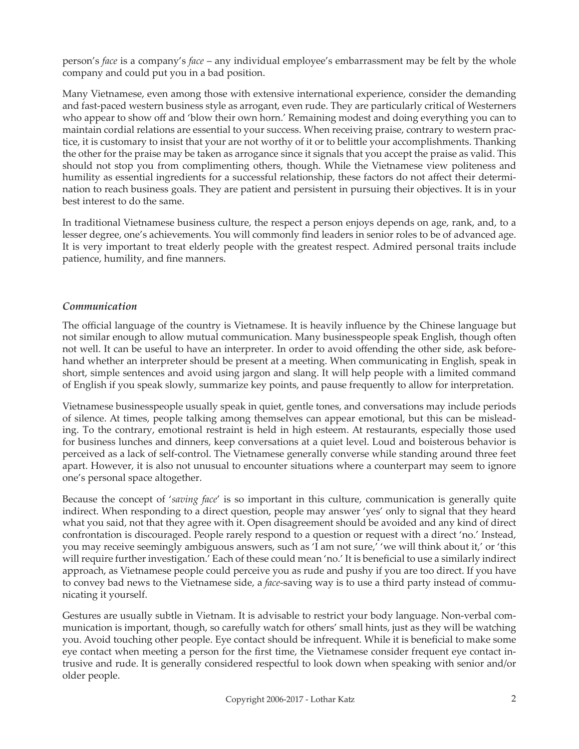person's *face* is a company's *face* – any individual employee's embarrassment may be felt by the whole company and could put you in a bad position.

Many Vietnamese, even among those with extensive international experience, consider the demanding and fast-paced western business style as arrogant, even rude. They are particularly critical of Westerners who appear to show off and 'blow their own horn.' Remaining modest and doing everything you can to maintain cordial relations are essential to your success. When receiving praise, contrary to western practice, it is customary to insist that your are not worthy of it or to belittle your accomplishments. Thanking the other for the praise may be taken as arrogance since it signals that you accept the praise as valid. This should not stop you from complimenting others, though. While the Vietnamese view politeness and humility as essential ingredients for a successful relationship, these factors do not affect their determination to reach business goals. They are patient and persistent in pursuing their objectives. It is in your best interest to do the same.

In traditional Vietnamese business culture, the respect a person enjoys depends on age, rank, and, to a lesser degree, one's achievements. You will commonly find leaders in senior roles to be of advanced age. It is very important to treat elderly people with the greatest respect. Admired personal traits include patience, humility, and fine manners.

### *Communication*

The official language of the country is Vietnamese. It is heavily influence by the Chinese language but not similar enough to allow mutual communication. Many businesspeople speak English, though often not well. It can be useful to have an interpreter. In order to avoid offending the other side, ask beforehand whether an interpreter should be present at a meeting. When communicating in English, speak in short, simple sentences and avoid using jargon and slang. It will help people with a limited command of English if you speak slowly, summarize key points, and pause frequently to allow for interpretation.

Vietnamese businesspeople usually speak in quiet, gentle tones, and conversations may include periods of silence. At times, people talking among themselves can appear emotional, but this can be misleading. To the contrary, emotional restraint is held in high esteem. At restaurants, especially those used for business lunches and dinners, keep conversations at a quiet level. Loud and boisterous behavior is perceived as a lack of self-control. The Vietnamese generally converse while standing around three feet apart. However, it is also not unusual to encounter situations where a counterpart may seem to ignore one's personal space altogether.

Because the concept of '*saving face*' is so important in this culture, communication is generally quite indirect. When responding to a direct question, people may answer 'yes' only to signal that they heard what you said, not that they agree with it. Open disagreement should be avoided and any kind of direct confrontation is discouraged. People rarely respond to a question or request with a direct 'no.' Instead, you may receive seemingly ambiguous answers, such as 'I am not sure,' 'we will think about it,' or 'this will require further investigation.' Each of these could mean 'no.' It is beneficial to use a similarly indirect approach, as Vietnamese people could perceive you as rude and pushy if you are too direct. If you have to convey bad news to the Vietnamese side, a *face*-saving way is to use a third party instead of communicating it yourself.

Gestures are usually subtle in Vietnam. It is advisable to restrict your body language. Non-verbal communication is important, though, so carefully watch for others' small hints, just as they will be watching you. Avoid touching other people. Eye contact should be infrequent. While it is beneficial to make some eye contact when meeting a person for the first time, the Vietnamese consider frequent eye contact intrusive and rude. It is generally considered respectful to look down when speaking with senior and/or older people.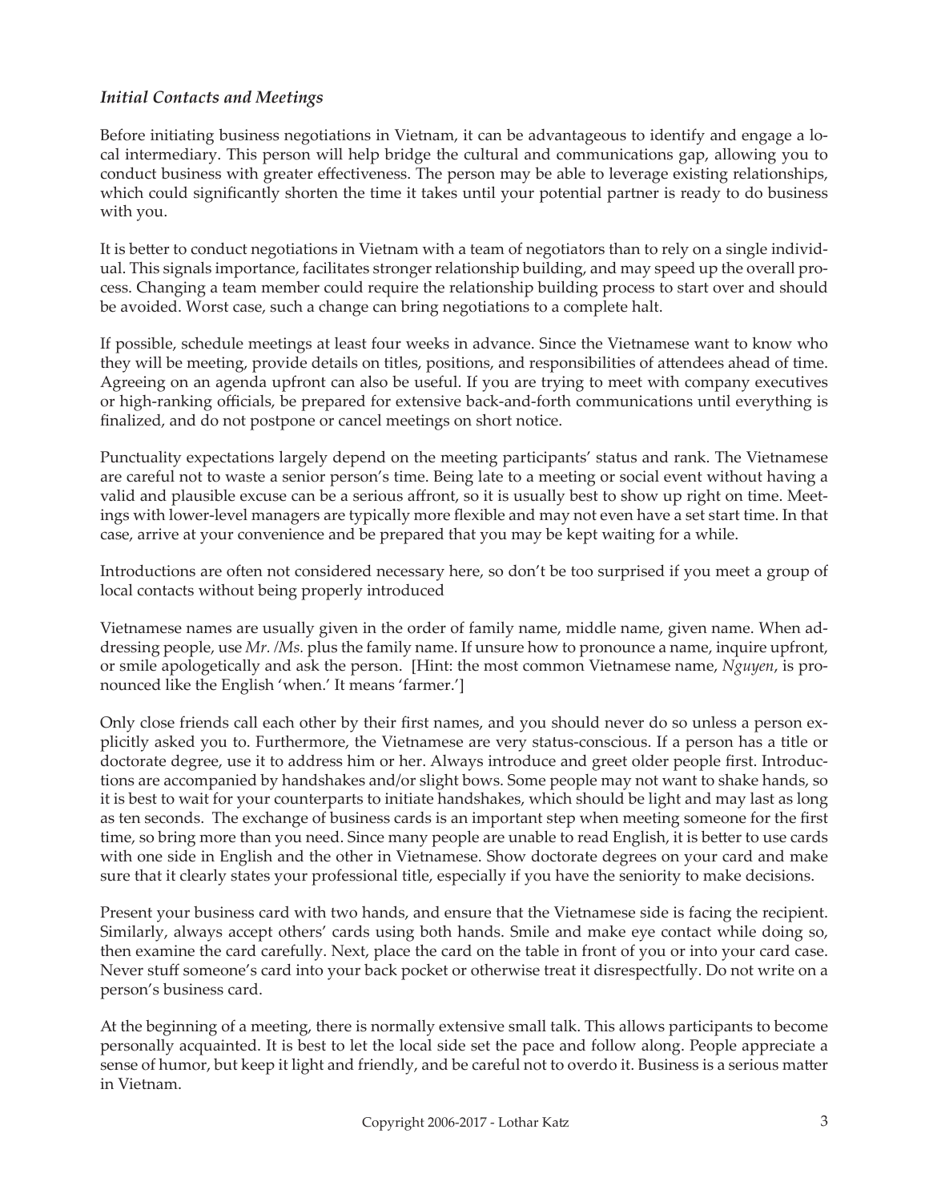### *Initial Contacts and Meetings*

Before initiating business negotiations in Vietnam, it can be advantageous to identify and engage a local intermediary. This person will help bridge the cultural and communications gap, allowing you to conduct business with greater effectiveness. The person may be able to leverage existing relationships, which could significantly shorten the time it takes until your potential partner is ready to do business with you.

It is better to conduct negotiations in Vietnam with a team of negotiators than to rely on a single individual. This signals importance, facilitates stronger relationship building, and may speed up the overall process. Changing a team member could require the relationship building process to start over and should be avoided. Worst case, such a change can bring negotiations to a complete halt.

If possible, schedule meetings at least four weeks in advance. Since the Vietnamese want to know who they will be meeting, provide details on titles, positions, and responsibilities of attendees ahead of time. Agreeing on an agenda upfront can also be useful. If you are trying to meet with company executives or high-ranking officials, be prepared for extensive back-and-forth communications until everything is finalized, and do not postpone or cancel meetings on short notice.

Punctuality expectations largely depend on the meeting participants' status and rank. The Vietnamese are careful not to waste a senior person's time. Being late to a meeting or social event without having a valid and plausible excuse can be a serious affront, so it is usually best to show up right on time. Meetings with lower-level managers are typically more flexible and may not even have a set start time. In that case, arrive at your convenience and be prepared that you may be kept waiting for a while.

Introductions are often not considered necessary here, so don't be too surprised if you meet a group of local contacts without being properly introduced

Vietnamese names are usually given in the order of family name, middle name, given name. When addressing people, use *Mr. /Ms.* plus the family name. If unsure how to pronounce a name, inquire upfront, or smile apologetically and ask the person. [Hint: the most common Vietnamese name, *Nguyen*, is pronounced like the English 'when.' It means 'farmer.']

Only close friends call each other by their first names, and you should never do so unless a person explicitly asked you to. Furthermore, the Vietnamese are very status-conscious. If a person has a title or doctorate degree, use it to address him or her. Always introduce and greet older people first. Introductions are accompanied by handshakes and/or slight bows. Some people may not want to shake hands, so it is best to wait for your counterparts to initiate handshakes, which should be light and may last as long as ten seconds. The exchange of business cards is an important step when meeting someone for the first time, so bring more than you need. Since many people are unable to read English, it is better to use cards with one side in English and the other in Vietnamese. Show doctorate degrees on your card and make sure that it clearly states your professional title, especially if you have the seniority to make decisions.

Present your business card with two hands, and ensure that the Vietnamese side is facing the recipient. Similarly, always accept others' cards using both hands. Smile and make eye contact while doing so, then examine the card carefully. Next, place the card on the table in front of you or into your card case. Never stuff someone's card into your back pocket or otherwise treat it disrespectfully. Do not write on a person's business card.

At the beginning of a meeting, there is normally extensive small talk. This allows participants to become personally acquainted. It is best to let the local side set the pace and follow along. People appreciate a sense of humor, but keep it light and friendly, and be careful not to overdo it. Business is a serious matter in Vietnam.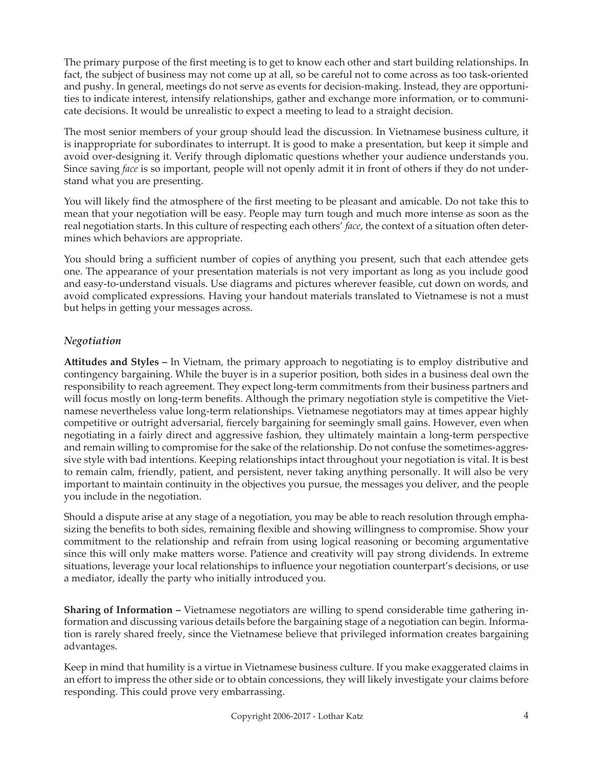The primary purpose of the first meeting is to get to know each other and start building relationships. In fact, the subject of business may not come up at all, so be careful not to come across as too task-oriented and pushy. In general, meetings do not serve as events for decision-making. Instead, they are opportunities to indicate interest, intensify relationships, gather and exchange more information, or to communicate decisions. It would be unrealistic to expect a meeting to lead to a straight decision.

The most senior members of your group should lead the discussion. In Vietnamese business culture, it is inappropriate for subordinates to interrupt. It is good to make a presentation, but keep it simple and avoid over-designing it. Verify through diplomatic questions whether your audience understands you. Since saving *face* is so important, people will not openly admit it in front of others if they do not understand what you are presenting.

You will likely find the atmosphere of the first meeting to be pleasant and amicable. Do not take this to mean that your negotiation will be easy. People may turn tough and much more intense as soon as the real negotiation starts. In this culture of respecting each others' *face*, the context of a situation often determines which behaviors are appropriate.

You should bring a sufficient number of copies of anything you present, such that each attendee gets one. The appearance of your presentation materials is not very important as long as you include good and easy-to-understand visuals. Use diagrams and pictures wherever feasible, cut down on words, and avoid complicated expressions. Having your handout materials translated to Vietnamese is not a must but helps in getting your messages across.

### *Negotiation*

**Attitudes and Styles –** In Vietnam, the primary approach to negotiating is to employ distributive and contingency bargaining. While the buyer is in a superior position, both sides in a business deal own the responsibility to reach agreement. They expect long-term commitments from their business partners and will focus mostly on long-term benefits. Although the primary negotiation style is competitive the Vietnamese nevertheless value long-term relationships. Vietnamese negotiators may at times appear highly competitive or outright adversarial, fiercely bargaining for seemingly small gains. However, even when negotiating in a fairly direct and aggressive fashion, they ultimately maintain a long-term perspective and remain willing to compromise for the sake of the relationship. Do not confuse the sometimes-aggressive style with bad intentions. Keeping relationships intact throughout your negotiation is vital. It is best to remain calm, friendly, patient, and persistent, never taking anything personally. It will also be very important to maintain continuity in the objectives you pursue, the messages you deliver, and the people you include in the negotiation.

Should a dispute arise at any stage of a negotiation, you may be able to reach resolution through emphasizing the benefits to both sides, remaining flexible and showing willingness to compromise. Show your commitment to the relationship and refrain from using logical reasoning or becoming argumentative since this will only make matters worse. Patience and creativity will pay strong dividends. In extreme situations, leverage your local relationships to influence your negotiation counterpart's decisions, or use a mediator, ideally the party who initially introduced you.

**Sharing of Information –** Vietnamese negotiators are willing to spend considerable time gathering information and discussing various details before the bargaining stage of a negotiation can begin. Information is rarely shared freely, since the Vietnamese believe that privileged information creates bargaining advantages.

Keep in mind that humility is a virtue in Vietnamese business culture. If you make exaggerated claims in an effort to impress the other side or to obtain concessions, they will likely investigate your claims before responding. This could prove very embarrassing.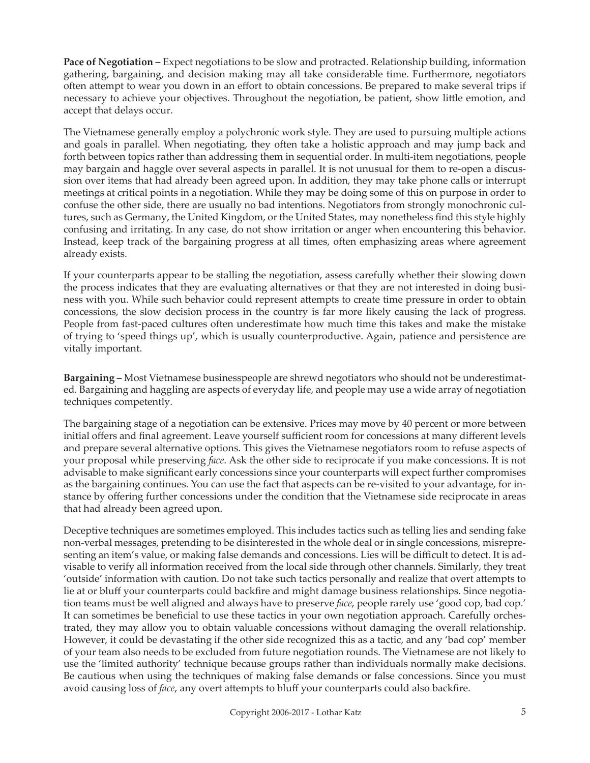**Pace of Negotiation –** Expect negotiations to be slow and protracted. Relationship building, information gathering, bargaining, and decision making may all take considerable time. Furthermore, negotiators often attempt to wear you down in an effort to obtain concessions. Be prepared to make several trips if necessary to achieve your objectives. Throughout the negotiation, be patient, show little emotion, and accept that delays occur.

The Vietnamese generally employ a polychronic work style. They are used to pursuing multiple actions and goals in parallel. When negotiating, they often take a holistic approach and may jump back and forth between topics rather than addressing them in sequential order. In multi-item negotiations, people may bargain and haggle over several aspects in parallel. It is not unusual for them to re-open a discussion over items that had already been agreed upon. In addition, they may take phone calls or interrupt meetings at critical points in a negotiation. While they may be doing some of this on purpose in order to confuse the other side, there are usually no bad intentions. Negotiators from strongly monochronic cultures, such as Germany, the United Kingdom, or the United States, may nonetheless find this style highly confusing and irritating. In any case, do not show irritation or anger when encountering this behavior. Instead, keep track of the bargaining progress at all times, often emphasizing areas where agreement already exists.

If your counterparts appear to be stalling the negotiation, assess carefully whether their slowing down the process indicates that they are evaluating alternatives or that they are not interested in doing business with you. While such behavior could represent attempts to create time pressure in order to obtain concessions, the slow decision process in the country is far more likely causing the lack of progress. People from fast-paced cultures often underestimate how much time this takes and make the mistake of trying to 'speed things up', which is usually counterproductive. Again, patience and persistence are vitally important.

**Bargaining –** Most Vietnamese businesspeople are shrewd negotiators who should not be underestimated. Bargaining and haggling are aspects of everyday life, and people may use a wide array of negotiation techniques competently.

The bargaining stage of a negotiation can be extensive. Prices may move by 40 percent or more between initial offers and final agreement. Leave yourself sufficient room for concessions at many different levels and prepare several alternative options. This gives the Vietnamese negotiators room to refuse aspects of your proposal while preserving *face*. Ask the other side to reciprocate if you make concessions. It is not advisable to make significant early concessions since your counterparts will expect further compromises as the bargaining continues. You can use the fact that aspects can be re-visited to your advantage, for instance by offering further concessions under the condition that the Vietnamese side reciprocate in areas that had already been agreed upon.

Deceptive techniques are sometimes employed. This includes tactics such as telling lies and sending fake non-verbal messages, pretending to be disinterested in the whole deal or in single concessions, misrepresenting an item's value, or making false demands and concessions. Lies will be difficult to detect. It is advisable to verify all information received from the local side through other channels. Similarly, they treat 'outside' information with caution. Do not take such tactics personally and realize that overt attempts to lie at or bluff your counterparts could backfire and might damage business relationships. Since negotiation teams must be well aligned and always have to preserve *face*, people rarely use 'good cop, bad cop.' It can sometimes be beneficial to use these tactics in your own negotiation approach. Carefully orchestrated, they may allow you to obtain valuable concessions without damaging the overall relationship. However, it could be devastating if the other side recognized this as a tactic, and any 'bad cop' member of your team also needs to be excluded from future negotiation rounds. The Vietnamese are not likely to use the 'limited authority' technique because groups rather than individuals normally make decisions. Be cautious when using the techniques of making false demands or false concessions. Since you must avoid causing loss of *face*, any overt attempts to bluff your counterparts could also backfire.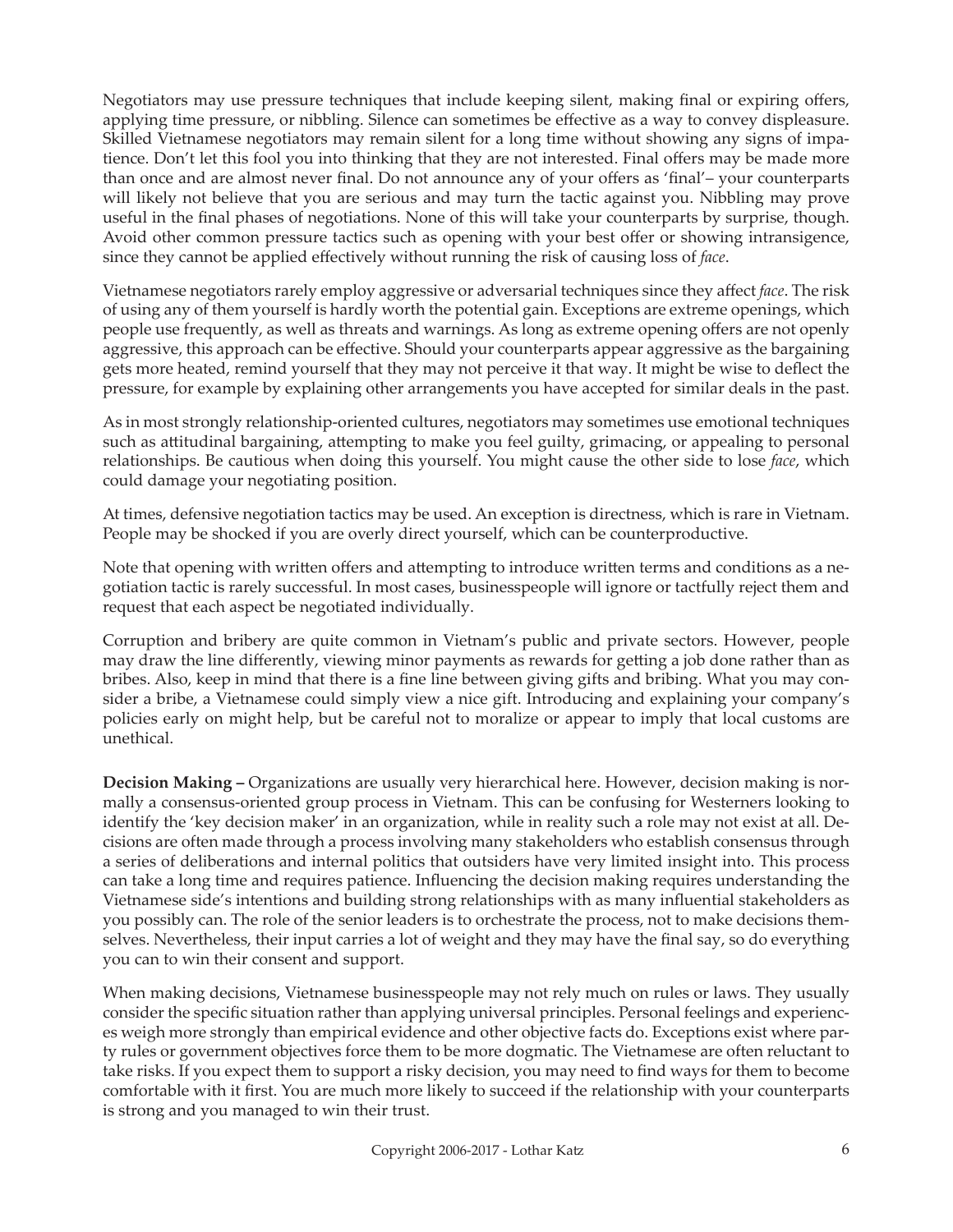Negotiators may use pressure techniques that include keeping silent, making final or expiring offers, applying time pressure, or nibbling. Silence can sometimes be effective as a way to convey displeasure. Skilled Vietnamese negotiators may remain silent for a long time without showing any signs of impatience. Don't let this fool you into thinking that they are not interested. Final offers may be made more than once and are almost never final. Do not announce any of your offers as 'final'– your counterparts will likely not believe that you are serious and may turn the tactic against you. Nibbling may prove useful in the final phases of negotiations. None of this will take your counterparts by surprise, though. Avoid other common pressure tactics such as opening with your best offer or showing intransigence, since they cannot be applied effectively without running the risk of causing loss of *face*.

Vietnamese negotiators rarely employ aggressive or adversarial techniques since they affect *face*. The risk of using any of them yourself is hardly worth the potential gain. Exceptions are extreme openings, which people use frequently, as well as threats and warnings. As long as extreme opening offers are not openly aggressive, this approach can be effective. Should your counterparts appear aggressive as the bargaining gets more heated, remind yourself that they may not perceive it that way. It might be wise to deflect the pressure, for example by explaining other arrangements you have accepted for similar deals in the past.

As in most strongly relationship-oriented cultures, negotiators may sometimes use emotional techniques such as attitudinal bargaining, attempting to make you feel guilty, grimacing, or appealing to personal relationships. Be cautious when doing this yourself. You might cause the other side to lose *face*, which could damage your negotiating position.

At times, defensive negotiation tactics may be used. An exception is directness, which is rare in Vietnam. People may be shocked if you are overly direct yourself, which can be counterproductive.

Note that opening with written offers and attempting to introduce written terms and conditions as a negotiation tactic is rarely successful. In most cases, businesspeople will ignore or tactfully reject them and request that each aspect be negotiated individually.

Corruption and bribery are quite common in Vietnam's public and private sectors. However, people may draw the line differently, viewing minor payments as rewards for getting a job done rather than as bribes. Also, keep in mind that there is a fine line between giving gifts and bribing. What you may consider a bribe, a Vietnamese could simply view a nice gift. Introducing and explaining your company's policies early on might help, but be careful not to moralize or appear to imply that local customs are unethical.

**Decision Making –** Organizations are usually very hierarchical here. However, decision making is normally a consensus-oriented group process in Vietnam. This can be confusing for Westerners looking to identify the 'key decision maker' in an organization, while in reality such a role may not exist at all. Decisions are often made through a process involving many stakeholders who establish consensus through a series of deliberations and internal politics that outsiders have very limited insight into. This process can take a long time and requires patience. Influencing the decision making requires understanding the Vietnamese side's intentions and building strong relationships with as many influential stakeholders as you possibly can. The role of the senior leaders is to orchestrate the process, not to make decisions themselves. Nevertheless, their input carries a lot of weight and they may have the final say, so do everything you can to win their consent and support.

When making decisions, Vietnamese businesspeople may not rely much on rules or laws. They usually consider the specific situation rather than applying universal principles. Personal feelings and experiences weigh more strongly than empirical evidence and other objective facts do. Exceptions exist where party rules or government objectives force them to be more dogmatic. The Vietnamese are often reluctant to take risks. If you expect them to support a risky decision, you may need to find ways for them to become comfortable with it first. You are much more likely to succeed if the relationship with your counterparts is strong and you managed to win their trust.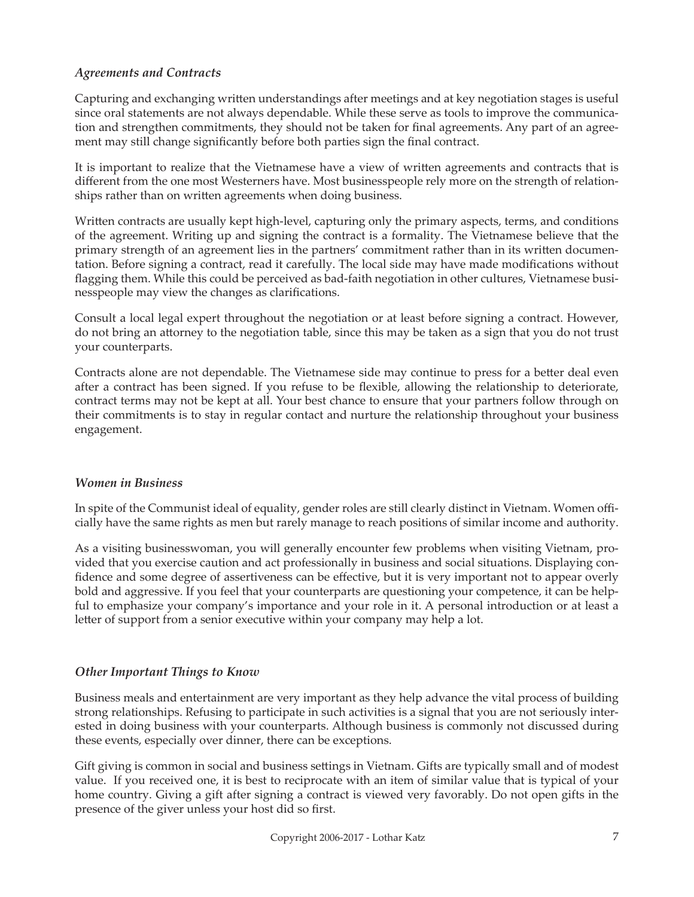### *Agreements and Contracts*

Capturing and exchanging written understandings after meetings and at key negotiation stages is useful since oral statements are not always dependable. While these serve as tools to improve the communication and strengthen commitments, they should not be taken for final agreements. Any part of an agreement may still change significantly before both parties sign the final contract.

It is important to realize that the Vietnamese have a view of written agreements and contracts that is different from the one most Westerners have. Most businesspeople rely more on the strength of relationships rather than on written agreements when doing business.

Written contracts are usually kept high-level, capturing only the primary aspects, terms, and conditions of the agreement. Writing up and signing the contract is a formality. The Vietnamese believe that the primary strength of an agreement lies in the partners' commitment rather than in its written documentation. Before signing a contract, read it carefully. The local side may have made modifications without flagging them. While this could be perceived as bad-faith negotiation in other cultures, Vietnamese businesspeople may view the changes as clarifications.

Consult a local legal expert throughout the negotiation or at least before signing a contract. However, do not bring an attorney to the negotiation table, since this may be taken as a sign that you do not trust your counterparts.

Contracts alone are not dependable. The Vietnamese side may continue to press for a better deal even after a contract has been signed. If you refuse to be flexible, allowing the relationship to deteriorate, contract terms may not be kept at all. Your best chance to ensure that your partners follow through on their commitments is to stay in regular contact and nurture the relationship throughout your business engagement.

### *Women in Business*

In spite of the Communist ideal of equality, gender roles are still clearly distinct in Vietnam. Women officially have the same rights as men but rarely manage to reach positions of similar income and authority.

As a visiting businesswoman, you will generally encounter few problems when visiting Vietnam, provided that you exercise caution and act professionally in business and social situations. Displaying confidence and some degree of assertiveness can be effective, but it is very important not to appear overly bold and aggressive. If you feel that your counterparts are questioning your competence, it can be helpful to emphasize your company's importance and your role in it. A personal introduction or at least a letter of support from a senior executive within your company may help a lot.

### *Other Important Things to Know*

Business meals and entertainment are very important as they help advance the vital process of building strong relationships. Refusing to participate in such activities is a signal that you are not seriously interested in doing business with your counterparts. Although business is commonly not discussed during these events, especially over dinner, there can be exceptions.

Gift giving is common in social and business settings in Vietnam. Gifts are typically small and of modest value. If you received one, it is best to reciprocate with an item of similar value that is typical of your home country. Giving a gift after signing a contract is viewed very favorably. Do not open gifts in the presence of the giver unless your host did so first.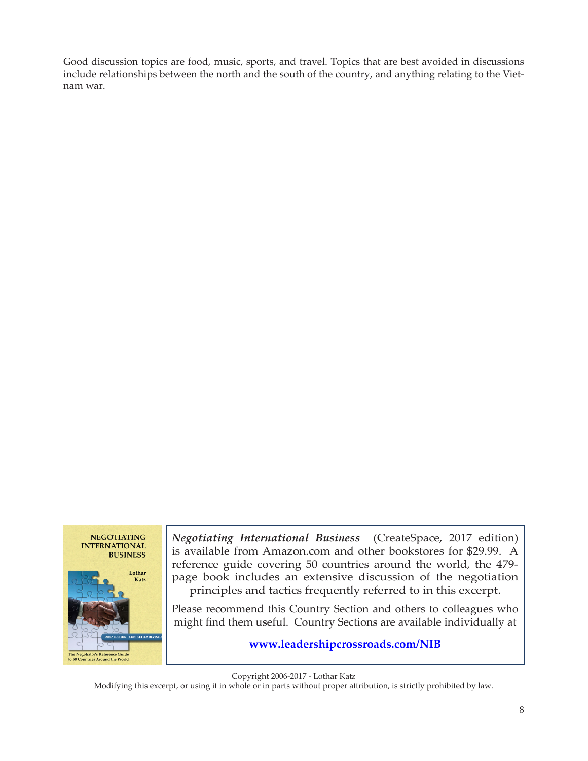Good discussion topics are food, music, sports, and travel. Topics that are best avoided in discussions include relationships between the north and the south of the country, and anything relating to the Vietnam war.

NEGOTIATING INTERNATIONAL BUSINESS

Lothar Katz

2017 EDITION - COMPLETELY REVISED

The Negotiator's Reference Guide to 50 Countries Around the World

***Negotiating International Business*** (CreateSpace, 2017 edition) is available from Amazon.com and other bookstores for $29.99. A reference guide covering 50 countries around the world, the 479-page book includes an extensive discussion of the negotiation principles and tactics frequently referred to in this excerpt.

Please recommend this Country Section and others to colleagues who might find them useful. Country Sections are available individually at

**www.leadershipcrossroads.com/NIB**

Copyright 2006-2017 - Lothar Katz

Modifying this excerpt, or using it in whole or in parts without proper attribution, is strictly prohibited by law.